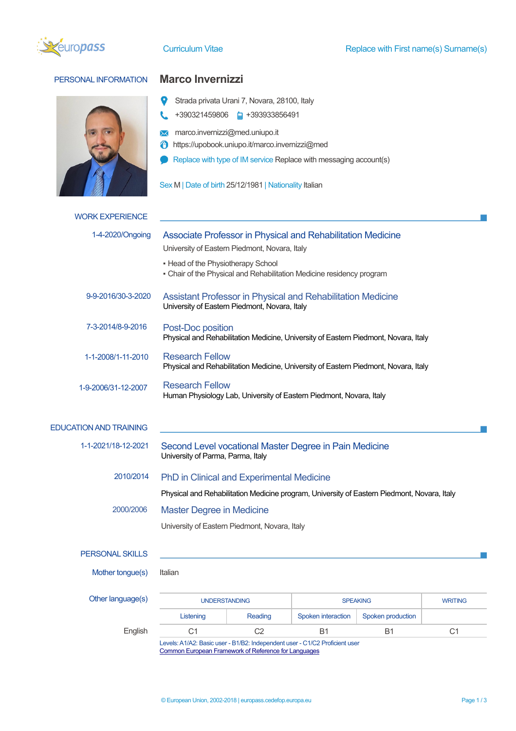Curriculum Vitae — Replace with First name(s) Surname(s)

## PERSONAL INFORMATION

# Marco Invernizzi

Strada privata Urani 7, Novara, 28100, Italy

+390321459806 +393933856491

marco.invernizzi@med.uniupo.it

https://upobook.uniupo.it/marco.invernizzi@med

Replace with type of IM service Replace with messaging account(s)

Sex M | Date of birth 25/12/1981 | Nationality Italian

## WORK EXPERIENCE

**1-4-2020/Ongoing**

### Associate Professor in Physical and Rehabilitation Medicine

University of Eastern Piedmont, Novara, Italy

- Head of the Physiotherapy School
- Chair of the Physical and Rehabilitation Medicine residency program

**9-9-2016/30-3-2020**

### Assistant Professor in Physical and Rehabilitation Medicine

University of Eastern Piedmont, Novara, Italy

**7-3-2014/8-9-2016**

### Post-Doc position

Physical and Rehabilitation Medicine, University of Eastern Piedmont, Novara, Italy

**1-1-2008/1-11-2010**

### Research Fellow

Physical and Rehabilitation Medicine, University of Eastern Piedmont, Novara, Italy

**1-9-2006/31-12-2007**

### Research Fellow

Human Physiology Lab, University of Eastern Piedmont, Novara, Italy

## EDUCATION AND TRAINING

**1-1-2021/18-12-2021**

### Second Level vocational Master Degree in Pain Medicine

University of Parma, Parma, Italy

**2010/2014**

### PhD in Clinical and Experimental Medicine

Physical and Rehabilitation Medicine program, University of Eastern Piedmont, Novara, Italy

**2000/2006**

### Master Degree in Medicine

University of Eastern Piedmont, Novara, Italy

## PERSONAL SKILLS

Mother tongue(s): Italian

Other language(s)

| | UNDERSTANDING | | SPEAKING | | WRITING |
|---|---|---|---|---|---|
| | Listening | Reading | Spoken interaction | Spoken production | |
| English | C1 | C2 | B1 | B1 | C1 |

Levels: A1/A2: Basic user - B1/B2: Independent user - C1/C2 Proficient user
Common European Framework of Reference for Languages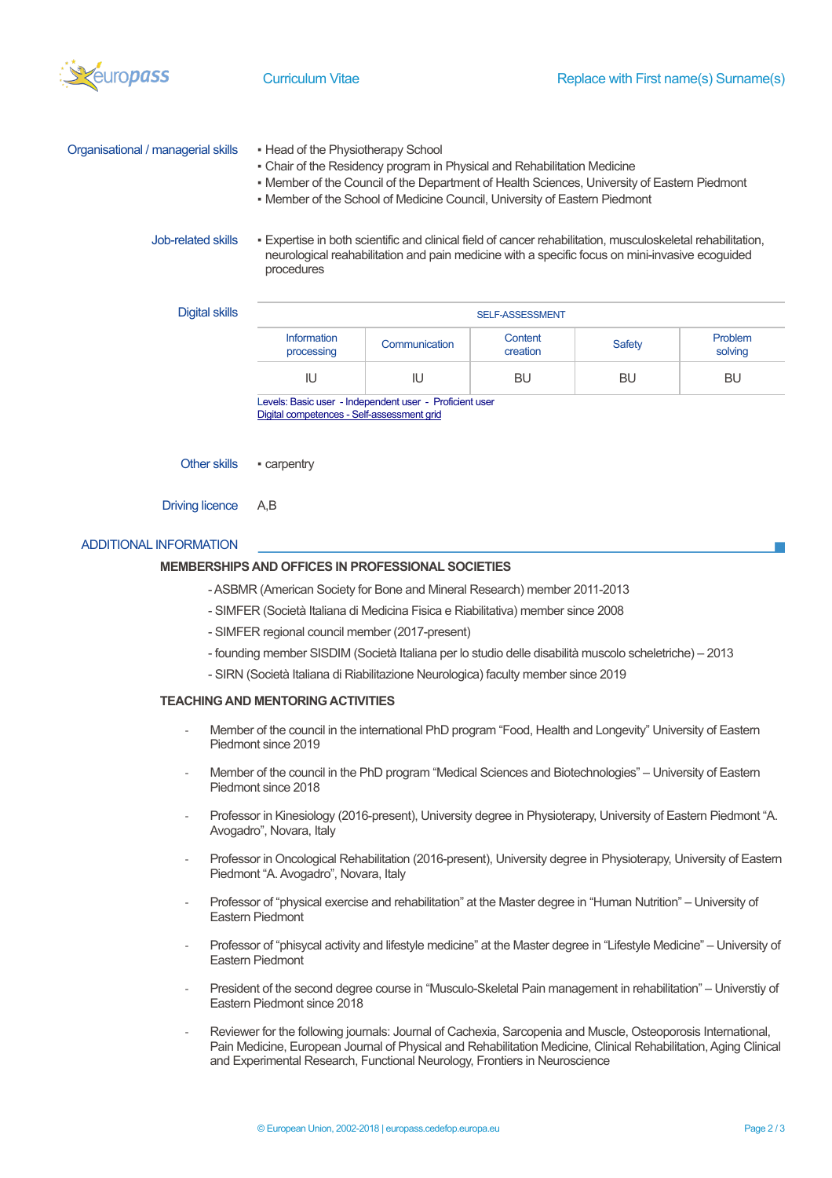**Organisational / managerial skills**

- Head of the Physiotherapy School
- Chair of the Residency program in Physical and Rehabilitation Medicine
- Member of the Council of the Department of Health Sciences, University of Eastern Piedmont
- Member of the School of Medicine Council, University of Eastern Piedmont

**Job-related skills**

- Expertise in both scientific and clinical field of cancer rehabilitation, musculoskeletal rehabilitation, neurological reahabilitation and pain medicine with a specific focus on mini-invasive ecoguided procedures

**Digital skills**

| SELF-ASSESSMENT | | | | |
|---|---|---|---|---|
| Information processing | Communication | Content creation | Safety | Problem solving |
| IU | IU | BU | BU | BU |

Levels: Basic user - Independent user - Proficient user
Digital competences - Self-assessment grid

**Other skills**

- carpentry

**Driving licence**

A,B

## ADDITIONAL INFORMATION

### MEMBERSHIPS AND OFFICES IN PROFESSIONAL SOCIETIES

- ASBMR (American Society for Bone and Mineral Research) member 2011-2013
- SIMFER (Società Italiana di Medicina Fisica e Riabilitativa) member since 2008
- SIMFER regional council member (2017-present)
- founding member SISDIM (Società Italiana per lo studio delle disabilità muscolo scheletriche) – 2013
- SIRN (Società Italiana di Riabilitazione Neurologica) faculty member since 2019

### TEACHING AND MENTORING ACTIVITIES

- Member of the council in the international PhD program “Food, Health and Longevity” University of Eastern Piedmont since 2019
- Member of the council in the PhD program “Medical Sciences and Biotechnologies” – University of Eastern Piedmont since 2018
- Professor in Kinesiology (2016-present), University degree in Physioterapy, University of Eastern Piedmont “A. Avogadro”, Novara, Italy
- Professor in Oncological Rehabilitation (2016-present), University degree in Physioterapy, University of Eastern Piedmont “A. Avogadro”, Novara, Italy
- Professor of “physical exercise and rehabilitation” at the Master degree in “Human Nutrition” – University of Eastern Piedmont
- Professor of “phisycal activity and lifestyle medicine” at the Master degree in “Lifestyle Medicine” – University of Eastern Piedmont
- President of the second degree course in “Musculo-Skeletal Pain management in rehabilitation” – Universtiy of Eastern Piedmont since 2018
- Reviewer for the following journals: Journal of Cachexia, Sarcopenia and Muscle, Osteoporosis International, Pain Medicine, European Journal of Physical and Rehabilitation Medicine, Clinical Rehabilitation, Aging Clinical and Experimental Research, Functional Neurology, Frontiers in Neuroscience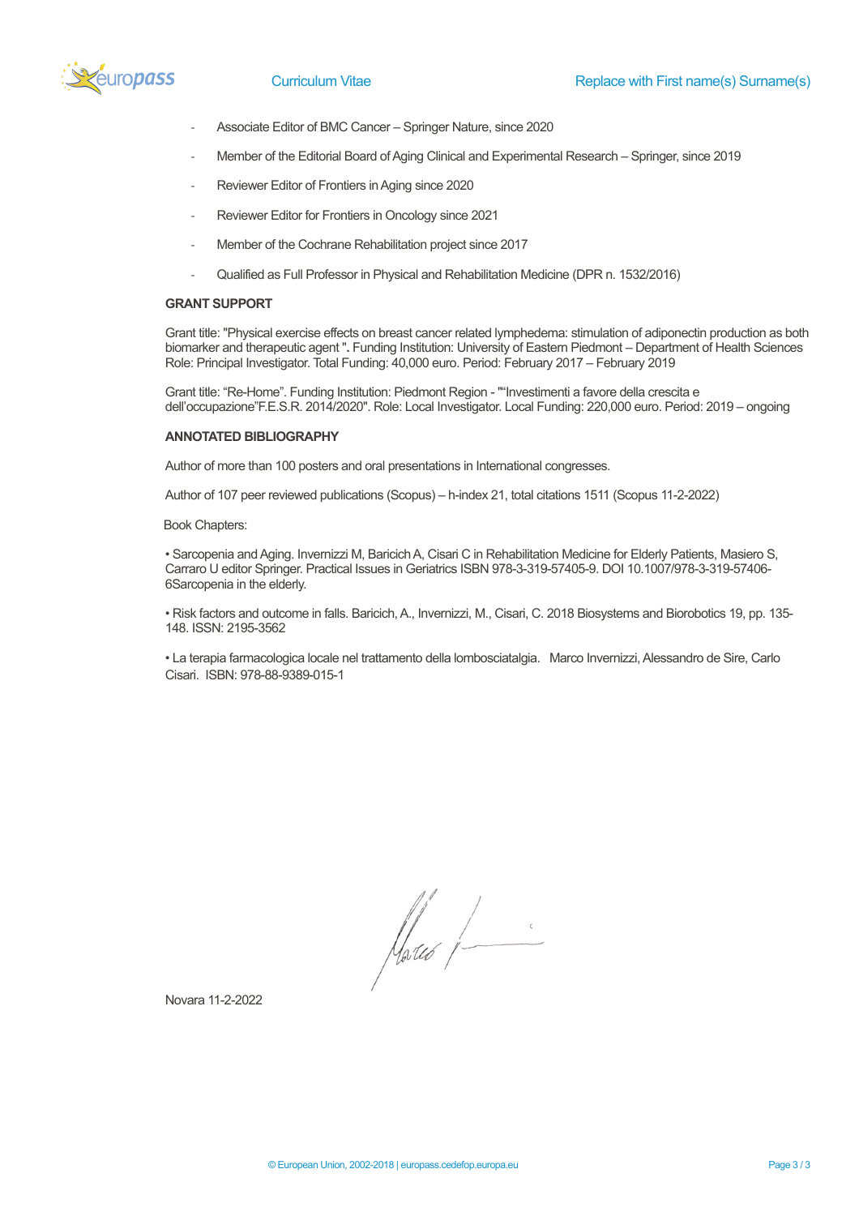- Associate Editor of BMC Cancer – Springer Nature, since 2020
- Member of the Editorial Board of Aging Clinical and Experimental Research – Springer, since 2019
- Reviewer Editor of Frontiers in Aging since 2020
- Reviewer Editor for Frontiers in Oncology since 2021
- Member of the Cochrane Rehabilitation project since 2017
- Qualified as Full Professor in Physical and Rehabilitation Medicine (DPR n. 1532/2016)

**GRANT SUPPORT**

Grant title: "Physical exercise effects on breast cancer related lymphedema: stimulation of adiponectin production as both biomarker and therapeutic agent **".** Funding Institution: University of Eastern Piedmont – Department of Health Sciences Role: Principal Investigator. Total Funding: 40,000 euro. Period: February 2017 – February 2019

Grant title: "Re-Home". Funding Institution: Piedmont Region - ""Investimenti a favore della crescita e dell'occupazione"F.E.S.R. 2014/2020". Role: Local Investigator. Local Funding: 220,000 euro. Period: 2019 – ongoing

**ANNOTATED BIBLIOGRAPHY**

Author of more than 100 posters and oral presentations in International congresses.

Author of 107 peer reviewed publications (Scopus) – h-index 21, total citations 1511 (Scopus 11-2-2022)

Book Chapters:

• Sarcopenia and Aging. Invernizzi M, Baricich A, Cisari C in Rehabilitation Medicine for Elderly Patients, Masiero S, Carraro U editor Springer. Practical Issues in Geriatrics ISBN 978-3-319-57405-9. DOI 10.1007/978-3-319-57406-6Sarcopenia in the elderly.

• Risk factors and outcome in falls. Baricich, A., Invernizzi, M., Cisari, C. 2018 Biosystems and Biorobotics 19, pp. 135-148. ISSN: 2195-3562

• La terapia farmacologica locale nel trattamento della lombosciatalgia. Marco Invernizzi, Alessandro de Sire, Carlo Cisari. ISBN: 978-88-9389-015-1

Novara 11-2-2022